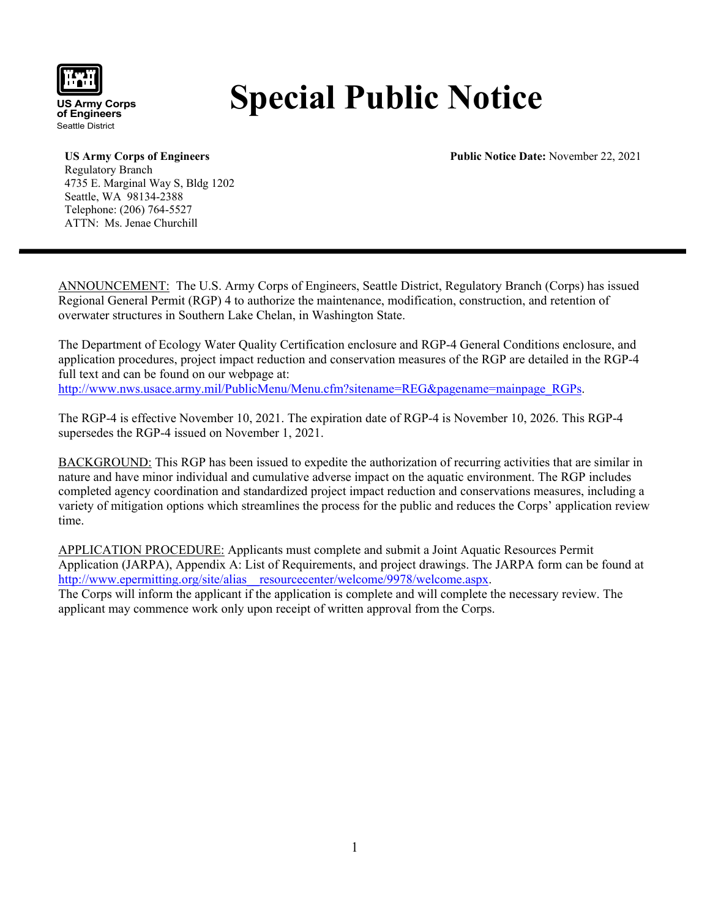US Army Corps of Engineers
Seattle District

# Special Public Notice

**US Army Corps of Engineers**
Regulatory Branch
4735 E. Marginal Way S, Bldg 1202
Seattle, WA 98134-2388
Telephone: (206) 764-5527
ATTN: Ms. Jenae Churchill

**Public Notice Date:** November 22, 2021

---

ANNOUNCEMENT: The U.S. Army Corps of Engineers, Seattle District, Regulatory Branch (Corps) has issued Regional General Permit (RGP) 4 to authorize the maintenance, modification, construction, and retention of overwater structures in Southern Lake Chelan, in Washington State.

The Department of Ecology Water Quality Certification enclosure and RGP-4 General Conditions enclosure, and application procedures, project impact reduction and conservation measures of the RGP are detailed in the RGP-4 full text and can be found on our webpage at: http://www.nws.usace.army.mil/PublicMenu/Menu.cfm?sitename=REG&pagename=mainpage_RGPs.

The RGP-4 is effective November 10, 2021. The expiration date of RGP-4 is November 10, 2026. This RGP-4 supersedes the RGP-4 issued on November 1, 2021.

BACKGROUND: This RGP has been issued to expedite the authorization of recurring activities that are similar in nature and have minor individual and cumulative adverse impact on the aquatic environment. The RGP includes completed agency coordination and standardized project impact reduction and conservations measures, including a variety of mitigation options which streamlines the process for the public and reduces the Corps' application review time.

APPLICATION PROCEDURE: Applicants must complete and submit a Joint Aquatic Resources Permit Application (JARPA), Appendix A: List of Requirements, and project drawings. The JARPA form can be found at http://www.epermitting.org/site/alias__resourcecenter/welcome/9978/welcome.aspx.
The Corps will inform the applicant if the application is complete and will complete the necessary review. The applicant may commence work only upon receipt of written approval from the Corps.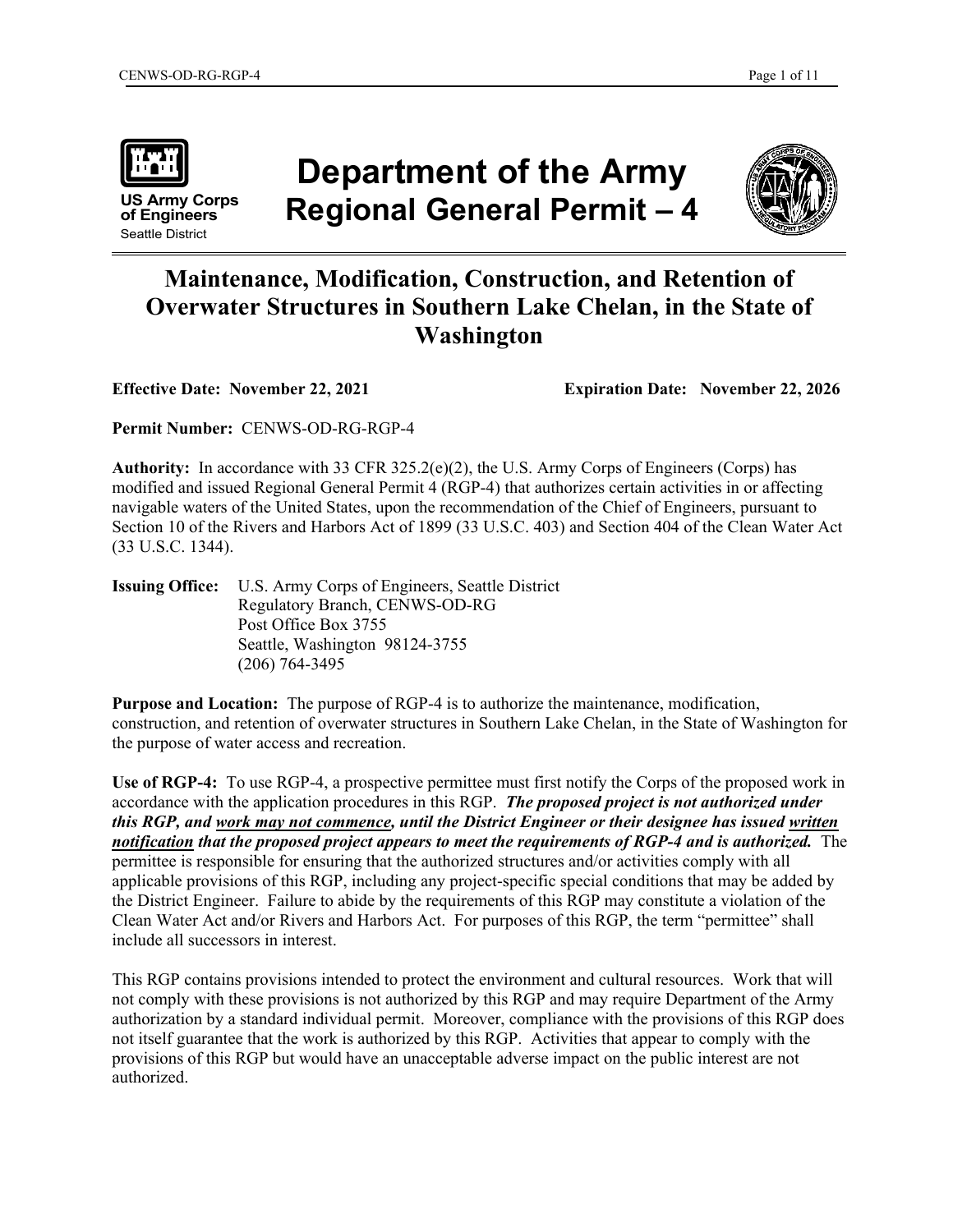# Department of the Army Regional General Permit – 4

US Army Corps of Engineers
Seattle District

## Maintenance, Modification, Construction, and Retention of Overwater Structures in Southern Lake Chelan, in the State of Washington

**Effective Date: November 22, 2021** **Expiration Date: November 22, 2026**

**Permit Number:** CENWS-OD-RG-RGP-4

**Authority:** In accordance with 33 CFR 325.2(e)(2), the U.S. Army Corps of Engineers (Corps) has modified and issued Regional General Permit 4 (RGP-4) that authorizes certain activities in or affecting navigable waters of the United States, upon the recommendation of the Chief of Engineers, pursuant to Section 10 of the Rivers and Harbors Act of 1899 (33 U.S.C. 403) and Section 404 of the Clean Water Act (33 U.S.C. 1344).

**Issuing Office:** U.S. Army Corps of Engineers, Seattle District
Regulatory Branch, CENWS-OD-RG
Post Office Box 3755
Seattle, Washington 98124-3755
(206) 764-3495

**Purpose and Location:** The purpose of RGP-4 is to authorize the maintenance, modification, construction, and retention of overwater structures in Southern Lake Chelan, in the State of Washington for the purpose of water access and recreation.

**Use of RGP-4:** To use RGP-4, a prospective permittee must first notify the Corps of the proposed work in accordance with the application procedures in this RGP. ***The proposed project is not authorized under this RGP, and <u>work may not commence</u>, until the District Engineer or their designee has issued <u>written notification</u> that the proposed project appears to meet the requirements of RGP-4 and is authorized.*** The permittee is responsible for ensuring that the authorized structures and/or activities comply with all applicable provisions of this RGP, including any project-specific special conditions that may be added by the District Engineer. Failure to abide by the requirements of this RGP may constitute a violation of the Clean Water Act and/or Rivers and Harbors Act. For purposes of this RGP, the term "permittee" shall include all successors in interest.

This RGP contains provisions intended to protect the environment and cultural resources. Work that will not comply with these provisions is not authorized by this RGP and may require Department of the Army authorization by a standard individual permit. Moreover, compliance with the provisions of this RGP does not itself guarantee that the work is authorized by this RGP. Activities that appear to comply with the provisions of this RGP but would have an unacceptable adverse impact on the public interest are not authorized.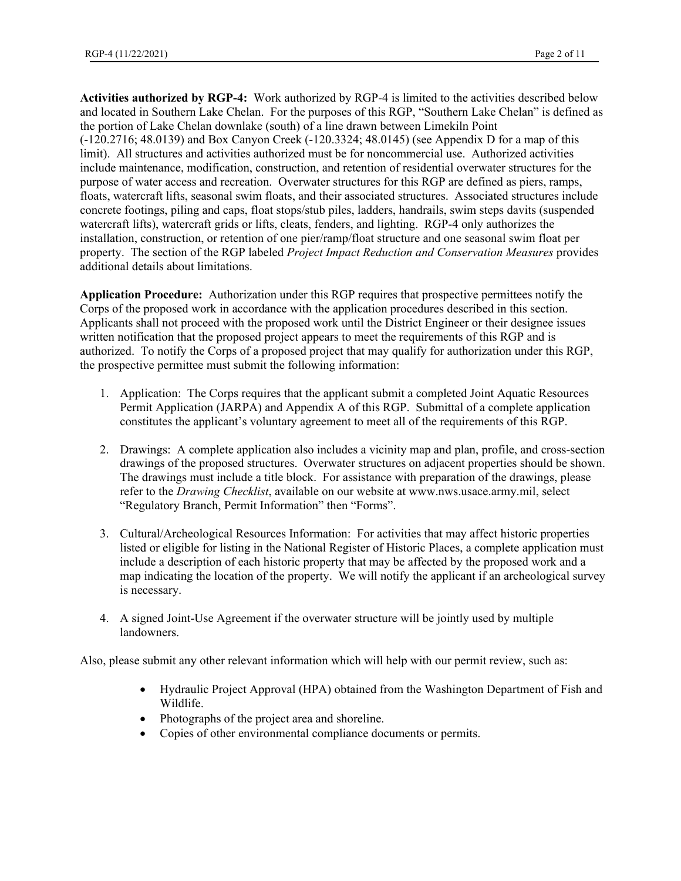**Activities authorized by RGP-4:** Work authorized by RGP-4 is limited to the activities described below and located in Southern Lake Chelan. For the purposes of this RGP, "Southern Lake Chelan" is defined as the portion of Lake Chelan downlake (south) of a line drawn between Limekiln Point (-120.2716; 48.0139) and Box Canyon Creek (-120.3324; 48.0145) (see Appendix D for a map of this limit). All structures and activities authorized must be for noncommercial use. Authorized activities include maintenance, modification, construction, and retention of residential overwater structures for the purpose of water access and recreation. Overwater structures for this RGP are defined as piers, ramps, floats, watercraft lifts, seasonal swim floats, and their associated structures. Associated structures include concrete footings, piling and caps, float stops/stub piles, ladders, handrails, swim steps davits (suspended watercraft lifts), watercraft grids or lifts, cleats, fenders, and lighting. RGP-4 only authorizes the installation, construction, or retention of one pier/ramp/float structure and one seasonal swim float per property. The section of the RGP labeled *Project Impact Reduction and Conservation Measures* provides additional details about limitations.

**Application Procedure:** Authorization under this RGP requires that prospective permittees notify the Corps of the proposed work in accordance with the application procedures described in this section. Applicants shall not proceed with the proposed work until the District Engineer or their designee issues written notification that the proposed project appears to meet the requirements of this RGP and is authorized. To notify the Corps of a proposed project that may qualify for authorization under this RGP, the prospective permittee must submit the following information:

1. Application: The Corps requires that the applicant submit a completed Joint Aquatic Resources Permit Application (JARPA) and Appendix A of this RGP. Submittal of a complete application constitutes the applicant's voluntary agreement to meet all of the requirements of this RGP.

2. Drawings: A complete application also includes a vicinity map and plan, profile, and cross-section drawings of the proposed structures. Overwater structures on adjacent properties should be shown. The drawings must include a title block. For assistance with preparation of the drawings, please refer to the *Drawing Checklist*, available on our website at www.nws.usace.army.mil, select "Regulatory Branch, Permit Information" then "Forms".

3. Cultural/Archeological Resources Information: For activities that may affect historic properties listed or eligible for listing in the National Register of Historic Places, a complete application must include a description of each historic property that may be affected by the proposed work and a map indicating the location of the property. We will notify the applicant if an archeological survey is necessary.

4. A signed Joint-Use Agreement if the overwater structure will be jointly used by multiple landowners.

Also, please submit any other relevant information which will help with our permit review, such as:

- Hydraulic Project Approval (HPA) obtained from the Washington Department of Fish and Wildlife.
- Photographs of the project area and shoreline.
- Copies of other environmental compliance documents or permits.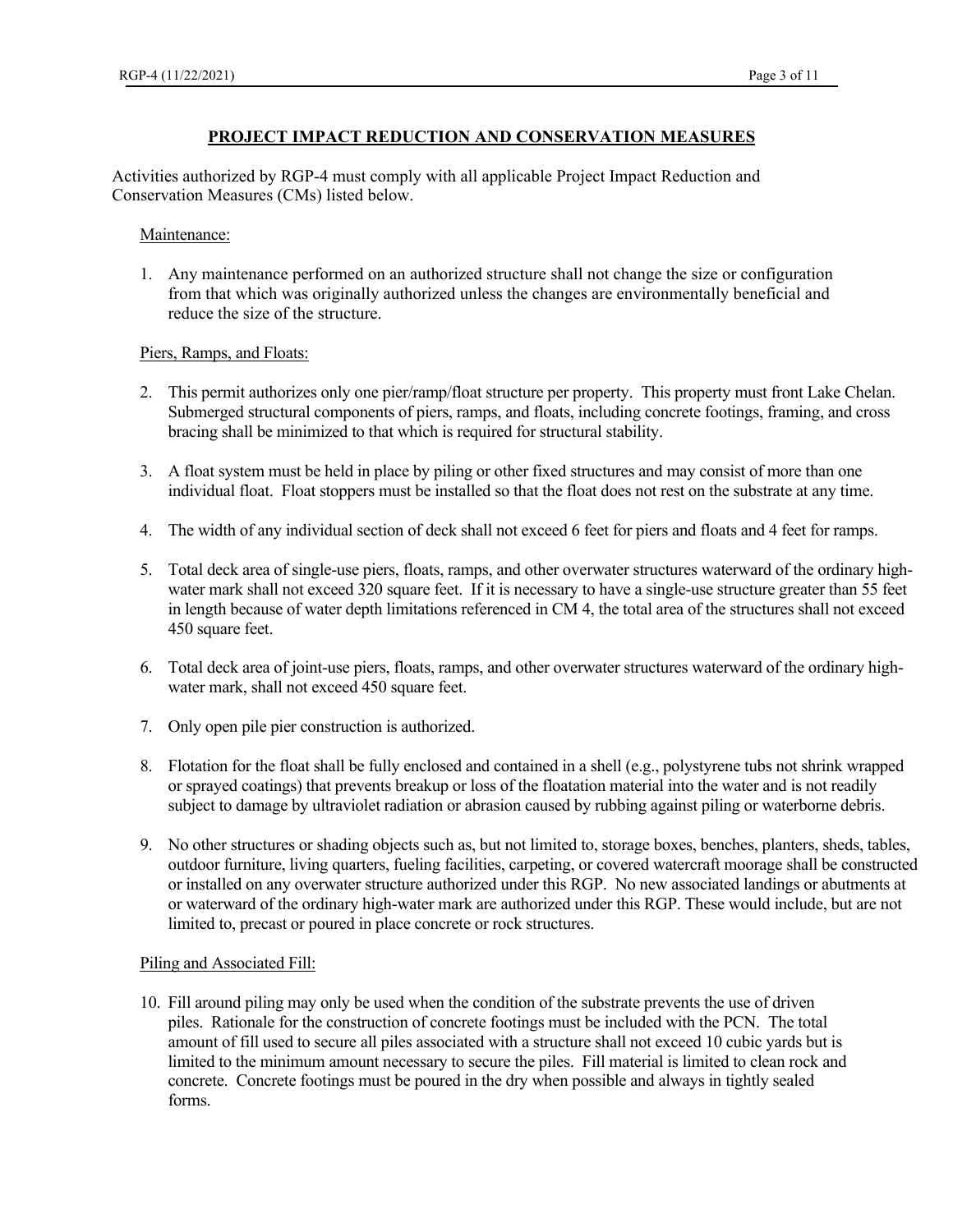## PROJECT IMPACT REDUCTION AND CONSERVATION MEASURES

Activities authorized by RGP-4 must comply with all applicable Project Impact Reduction and Conservation Measures (CMs) listed below.

Maintenance:

1. Any maintenance performed on an authorized structure shall not change the size or configuration from that which was originally authorized unless the changes are environmentally beneficial and reduce the size of the structure.

Piers, Ramps, and Floats:

2. This permit authorizes only one pier/ramp/float structure per property. This property must front Lake Chelan. Submerged structural components of piers, ramps, and floats, including concrete footings, framing, and cross bracing shall be minimized to that which is required for structural stability.

3. A float system must be held in place by piling or other fixed structures and may consist of more than one individual float. Float stoppers must be installed so that the float does not rest on the substrate at any time.

4. The width of any individual section of deck shall not exceed 6 feet for piers and floats and 4 feet for ramps.

5. Total deck area of single-use piers, floats, ramps, and other overwater structures waterward of the ordinary high-water mark shall not exceed 320 square feet. If it is necessary to have a single-use structure greater than 55 feet in length because of water depth limitations referenced in CM 4, the total area of the structures shall not exceed 450 square feet.

6. Total deck area of joint-use piers, floats, ramps, and other overwater structures waterward of the ordinary high-water mark, shall not exceed 450 square feet.

7. Only open pile pier construction is authorized.

8. Flotation for the float shall be fully enclosed and contained in a shell (e.g., polystyrene tubs not shrink wrapped or sprayed coatings) that prevents breakup or loss of the floatation material into the water and is not readily subject to damage by ultraviolet radiation or abrasion caused by rubbing against piling or waterborne debris.

9. No other structures or shading objects such as, but not limited to, storage boxes, benches, planters, sheds, tables, outdoor furniture, living quarters, fueling facilities, carpeting, or covered watercraft moorage shall be constructed or installed on any overwater structure authorized under this RGP. No new associated landings or abutments at or waterward of the ordinary high-water mark are authorized under this RGP. These would include, but are not limited to, precast or poured in place concrete or rock structures.

Piling and Associated Fill:

10. Fill around piling may only be used when the condition of the substrate prevents the use of driven piles. Rationale for the construction of concrete footings must be included with the PCN. The total amount of fill used to secure all piles associated with a structure shall not exceed 10 cubic yards but is limited to the minimum amount necessary to secure the piles. Fill material is limited to clean rock and concrete. Concrete footings must be poured in the dry when possible and always in tightly sealed forms.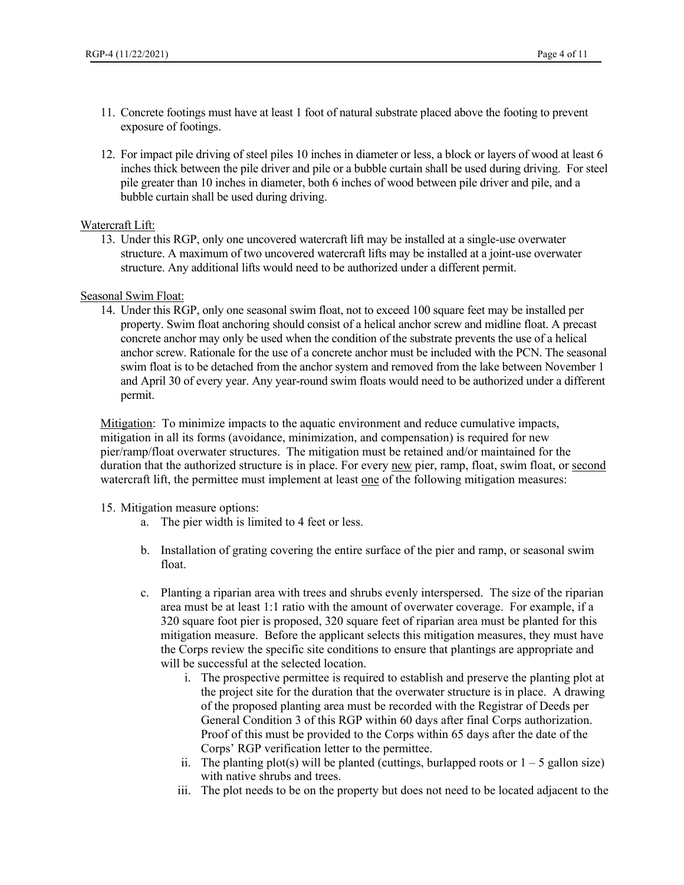11. Concrete footings must have at least 1 foot of natural substrate placed above the footing to prevent exposure of footings.

12. For impact pile driving of steel piles 10 inches in diameter or less, a block or layers of wood at least 6 inches thick between the pile driver and pile or a bubble curtain shall be used during driving. For steel pile greater than 10 inches in diameter, both 6 inches of wood between pile driver and pile, and a bubble curtain shall be used during driving.

<u>Watercraft Lift:</u>

13. Under this RGP, only one uncovered watercraft lift may be installed at a single-use overwater structure. A maximum of two uncovered watercraft lifts may be installed at a joint-use overwater structure. Any additional lifts would need to be authorized under a different permit.

<u>Seasonal Swim Float:</u>

14. Under this RGP, only one seasonal swim float, not to exceed 100 square feet may be installed per property. Swim float anchoring should consist of a helical anchor screw and midline float. A precast concrete anchor may only be used when the condition of the substrate prevents the use of a helical anchor screw. Rationale for the use of a concrete anchor must be included with the PCN. The seasonal swim float is to be detached from the anchor system and removed from the lake between November 1 and April 30 of every year. Any year-round swim floats would need to be authorized under a different permit.

<u>Mitigation</u>: To minimize impacts to the aquatic environment and reduce cumulative impacts, mitigation in all its forms (avoidance, minimization, and compensation) is required for new pier/ramp/float overwater structures. The mitigation must be retained and/or maintained for the duration that the authorized structure is in place. For every <u>new</u> pier, ramp, float, swim float, or <u>second</u> watercraft lift, the permittee must implement at least <u>one</u> of the following mitigation measures:

15. Mitigation measure options:
    a. The pier width is limited to 4 feet or less.

    b. Installation of grating covering the entire surface of the pier and ramp, or seasonal swim float.

    c. Planting a riparian area with trees and shrubs evenly interspersed. The size of the riparian area must be at least 1:1 ratio with the amount of overwater coverage. For example, if a 320 square foot pier is proposed, 320 square feet of riparian area must be planted for this mitigation measure. Before the applicant selects this mitigation measures, they must have the Corps review the specific site conditions to ensure that plantings are appropriate and will be successful at the selected location.
        i. The prospective permittee is required to establish and preserve the planting plot at the project site for the duration that the overwater structure is in place. A drawing of the proposed planting area must be recorded with the Registrar of Deeds per General Condition 3 of this RGP within 60 days after final Corps authorization. Proof of this must be provided to the Corps within 65 days after the date of the Corps' RGP verification letter to the permittee.
        ii. The planting plot(s) will be planted (cuttings, burlapped roots or 1 – 5 gallon size) with native shrubs and trees.
        iii. The plot needs to be on the property but does not need to be located adjacent to the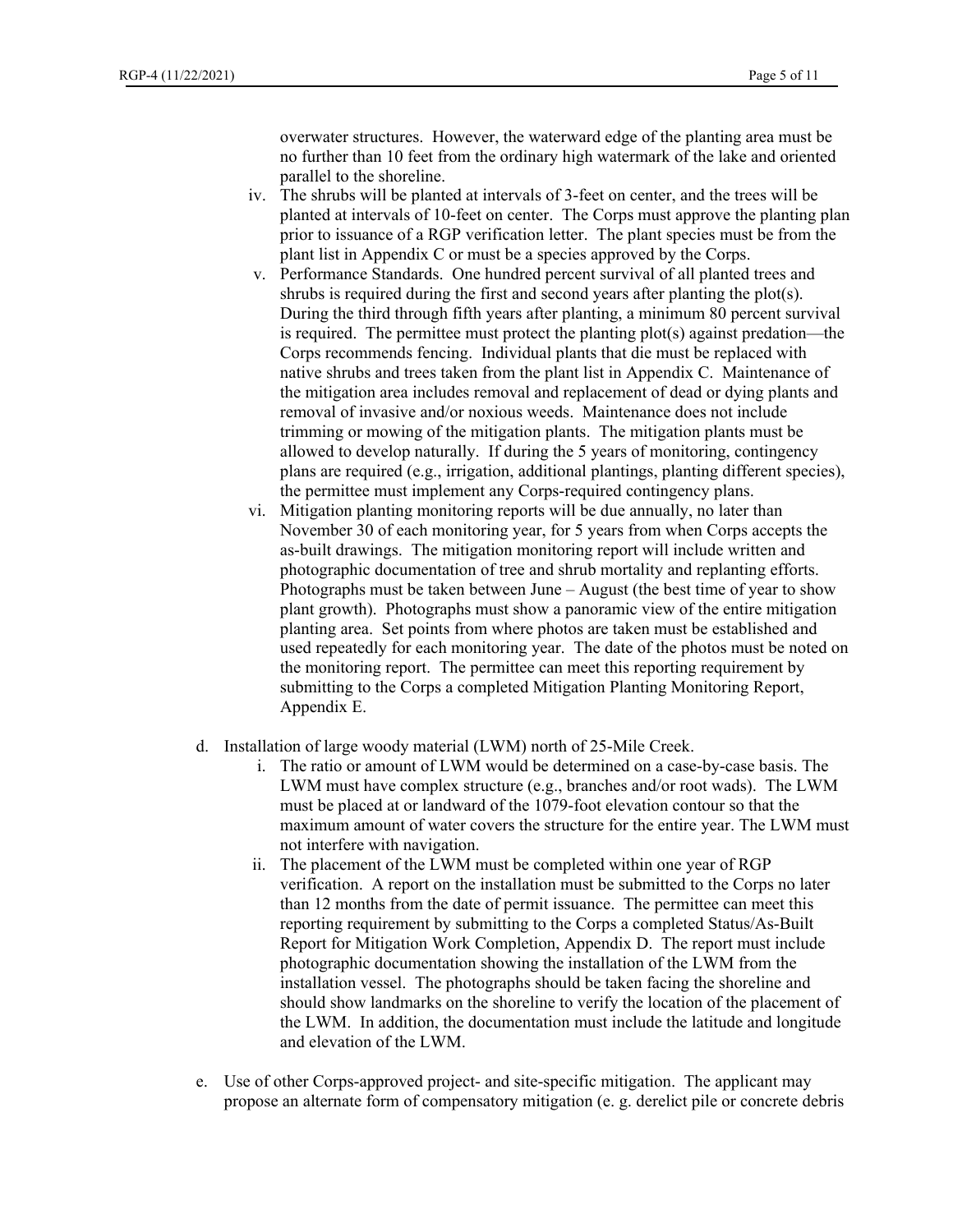overwater structures. However, the waterward edge of the planting area must be no further than 10 feet from the ordinary high watermark of the lake and oriented parallel to the shoreline.

- iv. The shrubs will be planted at intervals of 3-feet on center, and the trees will be planted at intervals of 10-feet on center. The Corps must approve the planting plan prior to issuance of a RGP verification letter. The plant species must be from the plant list in Appendix C or must be a species approved by the Corps.
- v. Performance Standards. One hundred percent survival of all planted trees and shrubs is required during the first and second years after planting the plot(s). During the third through fifth years after planting, a minimum 80 percent survival is required. The permittee must protect the planting plot(s) against predation—the Corps recommends fencing. Individual plants that die must be replaced with native shrubs and trees taken from the plant list in Appendix C. Maintenance of the mitigation area includes removal and replacement of dead or dying plants and removal of invasive and/or noxious weeds. Maintenance does not include trimming or mowing of the mitigation plants. The mitigation plants must be allowed to develop naturally. If during the 5 years of monitoring, contingency plans are required (e.g., irrigation, additional plantings, planting different species), the permittee must implement any Corps-required contingency plans.
- vi. Mitigation planting monitoring reports will be due annually, no later than November 30 of each monitoring year, for 5 years from when Corps accepts the as-built drawings. The mitigation monitoring report will include written and photographic documentation of tree and shrub mortality and replanting efforts. Photographs must be taken between June – August (the best time of year to show plant growth). Photographs must show a panoramic view of the entire mitigation planting area. Set points from where photos are taken must be established and used repeatedly for each monitoring year. The date of the photos must be noted on the monitoring report. The permittee can meet this reporting requirement by submitting to the Corps a completed Mitigation Planting Monitoring Report, Appendix E.

d. Installation of large woody material (LWM) north of 25-Mile Creek.

- i. The ratio or amount of LWM would be determined on a case-by-case basis. The LWM must have complex structure (e.g., branches and/or root wads). The LWM must be placed at or landward of the 1079-foot elevation contour so that the maximum amount of water covers the structure for the entire year. The LWM must not interfere with navigation.
- ii. The placement of the LWM must be completed within one year of RGP verification. A report on the installation must be submitted to the Corps no later than 12 months from the date of permit issuance. The permittee can meet this reporting requirement by submitting to the Corps a completed Status/As-Built Report for Mitigation Work Completion, Appendix D. The report must include photographic documentation showing the installation of the LWM from the installation vessel. The photographs should be taken facing the shoreline and should show landmarks on the shoreline to verify the location of the placement of the LWM. In addition, the documentation must include the latitude and longitude and elevation of the LWM.

e. Use of other Corps-approved project- and site-specific mitigation. The applicant may propose an alternate form of compensatory mitigation (e. g. derelict pile or concrete debris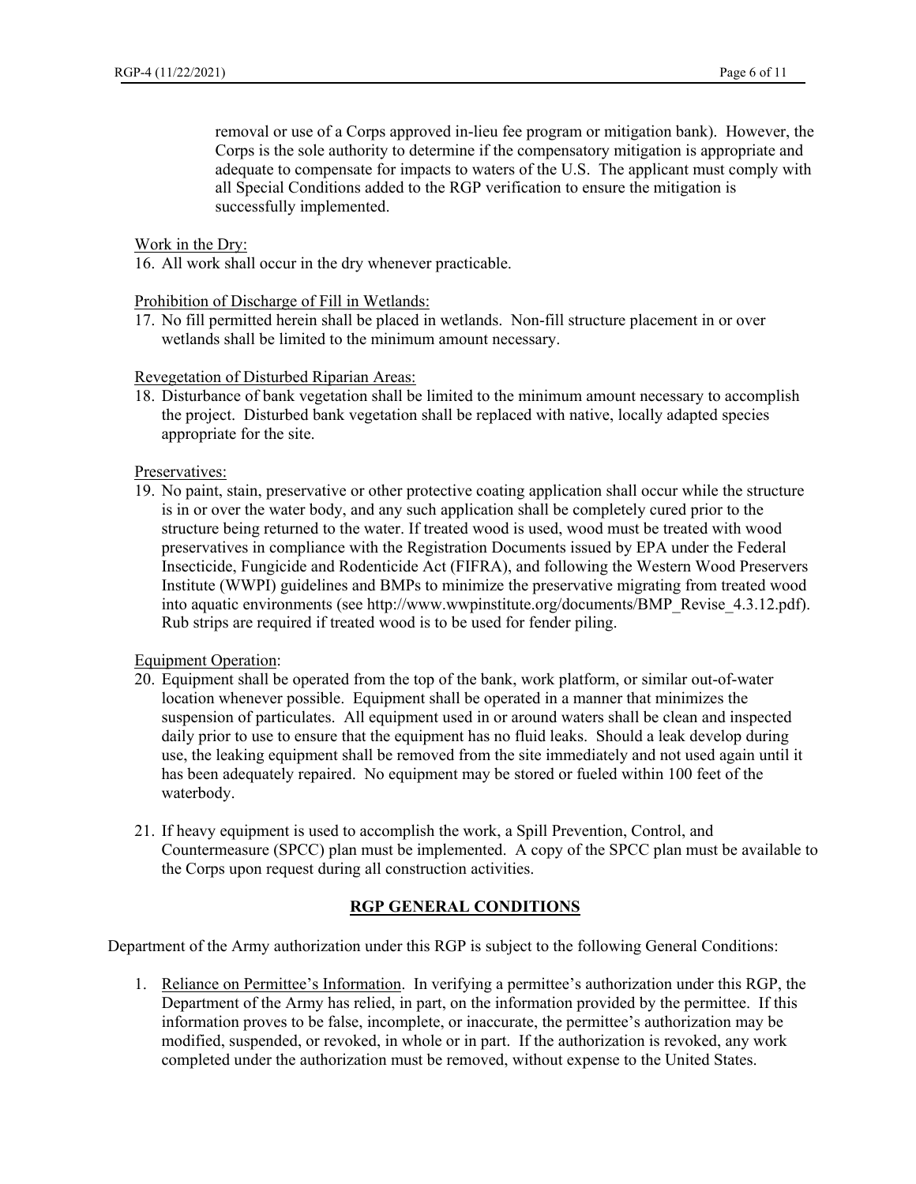removal or use of a Corps approved in-lieu fee program or mitigation bank). However, the Corps is the sole authority to determine if the compensatory mitigation is appropriate and adequate to compensate for impacts to waters of the U.S. The applicant must comply with all Special Conditions added to the RGP verification to ensure the mitigation is successfully implemented.

<u>Work in the Dry:</u>

16. All work shall occur in the dry whenever practicable.

<u>Prohibition of Discharge of Fill in Wetlands:</u>

17. No fill permitted herein shall be placed in wetlands. Non-fill structure placement in or over wetlands shall be limited to the minimum amount necessary.

<u>Revegetation of Disturbed Riparian Areas:</u>

18. Disturbance of bank vegetation shall be limited to the minimum amount necessary to accomplish the project. Disturbed bank vegetation shall be replaced with native, locally adapted species appropriate for the site.

<u>Preservatives:</u>

19. No paint, stain, preservative or other protective coating application shall occur while the structure is in or over the water body, and any such application shall be completely cured prior to the structure being returned to the water. If treated wood is used, wood must be treated with wood preservatives in compliance with the Registration Documents issued by EPA under the Federal Insecticide, Fungicide and Rodenticide Act (FIFRA), and following the Western Wood Preservers Institute (WWPI) guidelines and BMPs to minimize the preservative migrating from treated wood into aquatic environments (see http://www.wwpinstitute.org/documents/BMP_Revise_4.3.12.pdf). Rub strips are required if treated wood is to be used for fender piling.

<u>Equipment Operation</u>:

20. Equipment shall be operated from the top of the bank, work platform, or similar out-of-water location whenever possible. Equipment shall be operated in a manner that minimizes the suspension of particulates. All equipment used in or around waters shall be clean and inspected daily prior to use to ensure that the equipment has no fluid leaks. Should a leak develop during use, the leaking equipment shall be removed from the site immediately and not used again until it has been adequately repaired. No equipment may be stored or fueled within 100 feet of the waterbody.

21. If heavy equipment is used to accomplish the work, a Spill Prevention, Control, and Countermeasure (SPCC) plan must be implemented. A copy of the SPCC plan must be available to the Corps upon request during all construction activities.

## RGP GENERAL CONDITIONS

Department of the Army authorization under this RGP is subject to the following General Conditions:

1. <u>Reliance on Permittee's Information</u>. In verifying a permittee's authorization under this RGP, the Department of the Army has relied, in part, on the information provided by the permittee. If this information proves to be false, incomplete, or inaccurate, the permittee's authorization may be modified, suspended, or revoked, in whole or in part. If the authorization is revoked, any work completed under the authorization must be removed, without expense to the United States.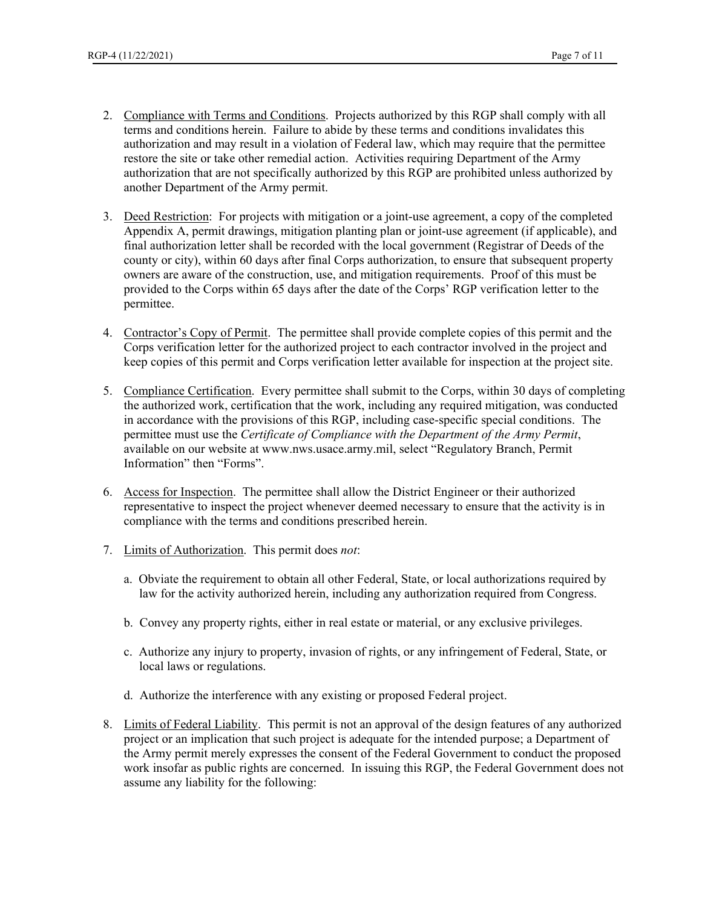2. Compliance with Terms and Conditions. Projects authorized by this RGP shall comply with all terms and conditions herein. Failure to abide by these terms and conditions invalidates this authorization and may result in a violation of Federal law, which may require that the permittee restore the site or take other remedial action. Activities requiring Department of the Army authorization that are not specifically authorized by this RGP are prohibited unless authorized by another Department of the Army permit.

3. Deed Restriction: For projects with mitigation or a joint-use agreement, a copy of the completed Appendix A, permit drawings, mitigation planting plan or joint-use agreement (if applicable), and final authorization letter shall be recorded with the local government (Registrar of Deeds of the county or city), within 60 days after final Corps authorization, to ensure that subsequent property owners are aware of the construction, use, and mitigation requirements. Proof of this must be provided to the Corps within 65 days after the date of the Corps' RGP verification letter to the permittee.

4. Contractor's Copy of Permit. The permittee shall provide complete copies of this permit and the Corps verification letter for the authorized project to each contractor involved in the project and keep copies of this permit and Corps verification letter available for inspection at the project site.

5. Compliance Certification. Every permittee shall submit to the Corps, within 30 days of completing the authorized work, certification that the work, including any required mitigation, was conducted in accordance with the provisions of this RGP, including case-specific special conditions. The permittee must use the *Certificate of Compliance with the Department of the Army Permit*, available on our website at www.nws.usace.army.mil, select "Regulatory Branch, Permit Information" then "Forms".

6. Access for Inspection. The permittee shall allow the District Engineer or their authorized representative to inspect the project whenever deemed necessary to ensure that the activity is in compliance with the terms and conditions prescribed herein.

7. Limits of Authorization. This permit does *not*:

   a. Obviate the requirement to obtain all other Federal, State, or local authorizations required by law for the activity authorized herein, including any authorization required from Congress.

   b. Convey any property rights, either in real estate or material, or any exclusive privileges.

   c. Authorize any injury to property, invasion of rights, or any infringement of Federal, State, or local laws or regulations.

   d. Authorize the interference with any existing or proposed Federal project.

8. Limits of Federal Liability. This permit is not an approval of the design features of any authorized project or an implication that such project is adequate for the intended purpose; a Department of the Army permit merely expresses the consent of the Federal Government to conduct the proposed work insofar as public rights are concerned. In issuing this RGP, the Federal Government does not assume any liability for the following: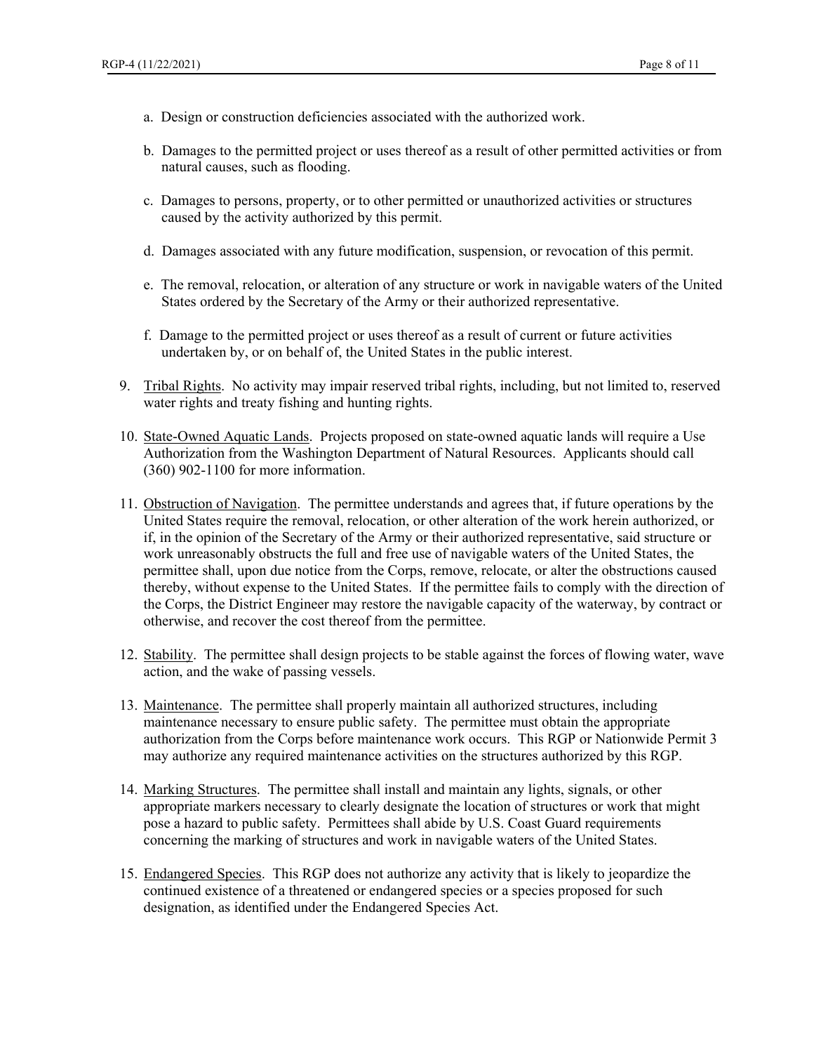a. Design or construction deficiencies associated with the authorized work.

b. Damages to the permitted project or uses thereof as a result of other permitted activities or from natural causes, such as flooding.

c. Damages to persons, property, or to other permitted or unauthorized activities or structures caused by the activity authorized by this permit.

d. Damages associated with any future modification, suspension, or revocation of this permit.

e. The removal, relocation, or alteration of any structure or work in navigable waters of the United States ordered by the Secretary of the Army or their authorized representative.

f. Damage to the permitted project or uses thereof as a result of current or future activities undertaken by, or on behalf of, the United States in the public interest.

9. Tribal Rights. No activity may impair reserved tribal rights, including, but not limited to, reserved water rights and treaty fishing and hunting rights.

10. State-Owned Aquatic Lands. Projects proposed on state-owned aquatic lands will require a Use Authorization from the Washington Department of Natural Resources. Applicants should call (360) 902-1100 for more information.

11. Obstruction of Navigation. The permittee understands and agrees that, if future operations by the United States require the removal, relocation, or other alteration of the work herein authorized, or if, in the opinion of the Secretary of the Army or their authorized representative, said structure or work unreasonably obstructs the full and free use of navigable waters of the United States, the permittee shall, upon due notice from the Corps, remove, relocate, or alter the obstructions caused thereby, without expense to the United States. If the permittee fails to comply with the direction of the Corps, the District Engineer may restore the navigable capacity of the waterway, by contract or otherwise, and recover the cost thereof from the permittee.

12. Stability. The permittee shall design projects to be stable against the forces of flowing water, wave action, and the wake of passing vessels.

13. Maintenance. The permittee shall properly maintain all authorized structures, including maintenance necessary to ensure public safety. The permittee must obtain the appropriate authorization from the Corps before maintenance work occurs. This RGP or Nationwide Permit 3 may authorize any required maintenance activities on the structures authorized by this RGP.

14. Marking Structures. The permittee shall install and maintain any lights, signals, or other appropriate markers necessary to clearly designate the location of structures or work that might pose a hazard to public safety. Permittees shall abide by U.S. Coast Guard requirements concerning the marking of structures and work in navigable waters of the United States.

15. Endangered Species. This RGP does not authorize any activity that is likely to jeopardize the continued existence of a threatened or endangered species or a species proposed for such designation, as identified under the Endangered Species Act.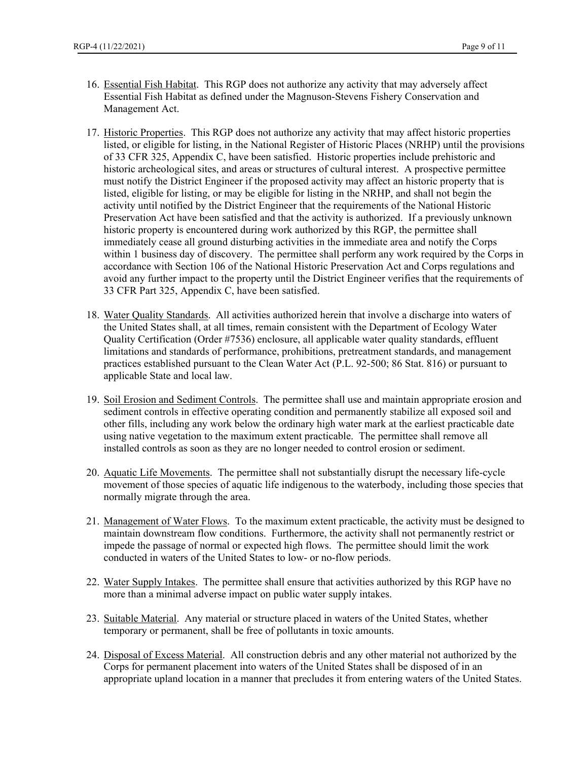16. Essential Fish Habitat. This RGP does not authorize any activity that may adversely affect Essential Fish Habitat as defined under the Magnuson-Stevens Fishery Conservation and Management Act.

17. Historic Properties. This RGP does not authorize any activity that may affect historic properties listed, or eligible for listing, in the National Register of Historic Places (NRHP) until the provisions of 33 CFR 325, Appendix C, have been satisfied. Historic properties include prehistoric and historic archeological sites, and areas or structures of cultural interest. A prospective permittee must notify the District Engineer if the proposed activity may affect an historic property that is listed, eligible for listing, or may be eligible for listing in the NRHP, and shall not begin the activity until notified by the District Engineer that the requirements of the National Historic Preservation Act have been satisfied and that the activity is authorized. If a previously unknown historic property is encountered during work authorized by this RGP, the permittee shall immediately cease all ground disturbing activities in the immediate area and notify the Corps within 1 business day of discovery. The permittee shall perform any work required by the Corps in accordance with Section 106 of the National Historic Preservation Act and Corps regulations and avoid any further impact to the property until the District Engineer verifies that the requirements of 33 CFR Part 325, Appendix C, have been satisfied.

18. Water Quality Standards. All activities authorized herein that involve a discharge into waters of the United States shall, at all times, remain consistent with the Department of Ecology Water Quality Certification (Order #7536) enclosure, all applicable water quality standards, effluent limitations and standards of performance, prohibitions, pretreatment standards, and management practices established pursuant to the Clean Water Act (P.L. 92-500; 86 Stat. 816) or pursuant to applicable State and local law.

19. Soil Erosion and Sediment Controls. The permittee shall use and maintain appropriate erosion and sediment controls in effective operating condition and permanently stabilize all exposed soil and other fills, including any work below the ordinary high water mark at the earliest practicable date using native vegetation to the maximum extent practicable. The permittee shall remove all installed controls as soon as they are no longer needed to control erosion or sediment.

20. Aquatic Life Movements. The permittee shall not substantially disrupt the necessary life-cycle movement of those species of aquatic life indigenous to the waterbody, including those species that normally migrate through the area.

21. Management of Water Flows. To the maximum extent practicable, the activity must be designed to maintain downstream flow conditions. Furthermore, the activity shall not permanently restrict or impede the passage of normal or expected high flows. The permittee should limit the work conducted in waters of the United States to low- or no-flow periods.

22. Water Supply Intakes. The permittee shall ensure that activities authorized by this RGP have no more than a minimal adverse impact on public water supply intakes.

23. Suitable Material. Any material or structure placed in waters of the United States, whether temporary or permanent, shall be free of pollutants in toxic amounts.

24. Disposal of Excess Material. All construction debris and any other material not authorized by the Corps for permanent placement into waters of the United States shall be disposed of in an appropriate upland location in a manner that precludes it from entering waters of the United States.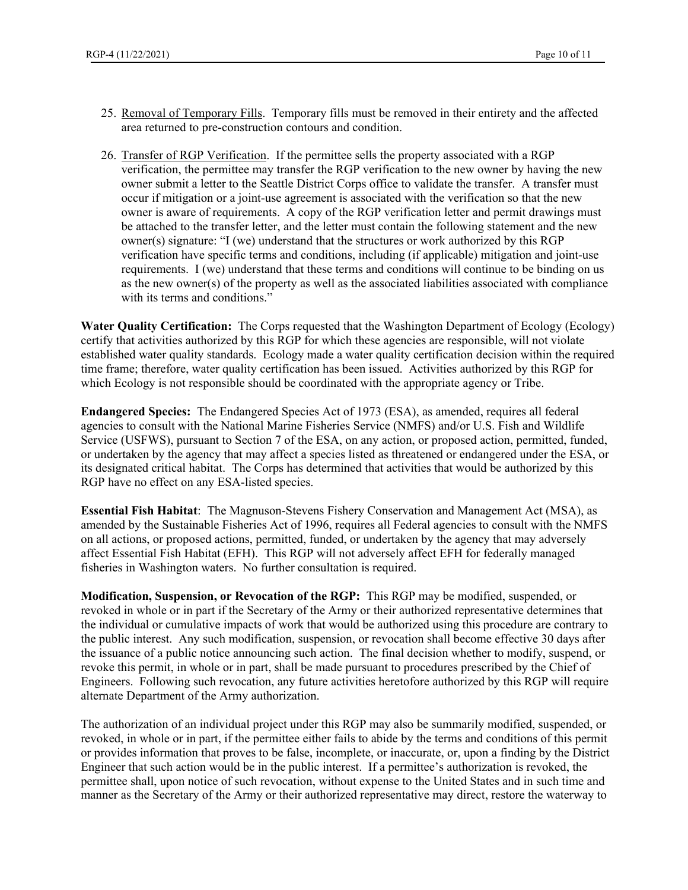25. Removal of Temporary Fills. Temporary fills must be removed in their entirety and the affected area returned to pre-construction contours and condition.

26. Transfer of RGP Verification. If the permittee sells the property associated with a RGP verification, the permittee may transfer the RGP verification to the new owner by having the new owner submit a letter to the Seattle District Corps office to validate the transfer. A transfer must occur if mitigation or a joint-use agreement is associated with the verification so that the new owner is aware of requirements. A copy of the RGP verification letter and permit drawings must be attached to the transfer letter, and the letter must contain the following statement and the new owner(s) signature: "I (we) understand that the structures or work authorized by this RGP verification have specific terms and conditions, including (if applicable) mitigation and joint-use requirements. I (we) understand that these terms and conditions will continue to be binding on us as the new owner(s) of the property as well as the associated liabilities associated with compliance with its terms and conditions."

**Water Quality Certification:** The Corps requested that the Washington Department of Ecology (Ecology) certify that activities authorized by this RGP for which these agencies are responsible, will not violate established water quality standards. Ecology made a water quality certification decision within the required time frame; therefore, water quality certification has been issued. Activities authorized by this RGP for which Ecology is not responsible should be coordinated with the appropriate agency or Tribe.

**Endangered Species:** The Endangered Species Act of 1973 (ESA), as amended, requires all federal agencies to consult with the National Marine Fisheries Service (NMFS) and/or U.S. Fish and Wildlife Service (USFWS), pursuant to Section 7 of the ESA, on any action, or proposed action, permitted, funded, or undertaken by the agency that may affect a species listed as threatened or endangered under the ESA, or its designated critical habitat. The Corps has determined that activities that would be authorized by this RGP have no effect on any ESA-listed species.

**Essential Fish Habitat**: The Magnuson-Stevens Fishery Conservation and Management Act (MSA), as amended by the Sustainable Fisheries Act of 1996, requires all Federal agencies to consult with the NMFS on all actions, or proposed actions, permitted, funded, or undertaken by the agency that may adversely affect Essential Fish Habitat (EFH). This RGP will not adversely affect EFH for federally managed fisheries in Washington waters. No further consultation is required.

**Modification, Suspension, or Revocation of the RGP:** This RGP may be modified, suspended, or revoked in whole or in part if the Secretary of the Army or their authorized representative determines that the individual or cumulative impacts of work that would be authorized using this procedure are contrary to the public interest. Any such modification, suspension, or revocation shall become effective 30 days after the issuance of a public notice announcing such action. The final decision whether to modify, suspend, or revoke this permit, in whole or in part, shall be made pursuant to procedures prescribed by the Chief of Engineers. Following such revocation, any future activities heretofore authorized by this RGP will require alternate Department of the Army authorization.

The authorization of an individual project under this RGP may also be summarily modified, suspended, or revoked, in whole or in part, if the permittee either fails to abide by the terms and conditions of this permit or provides information that proves to be false, incomplete, or inaccurate, or, upon a finding by the District Engineer that such action would be in the public interest. If a permittee's authorization is revoked, the permittee shall, upon notice of such revocation, without expense to the United States and in such time and manner as the Secretary of the Army or their authorized representative may direct, restore the waterway to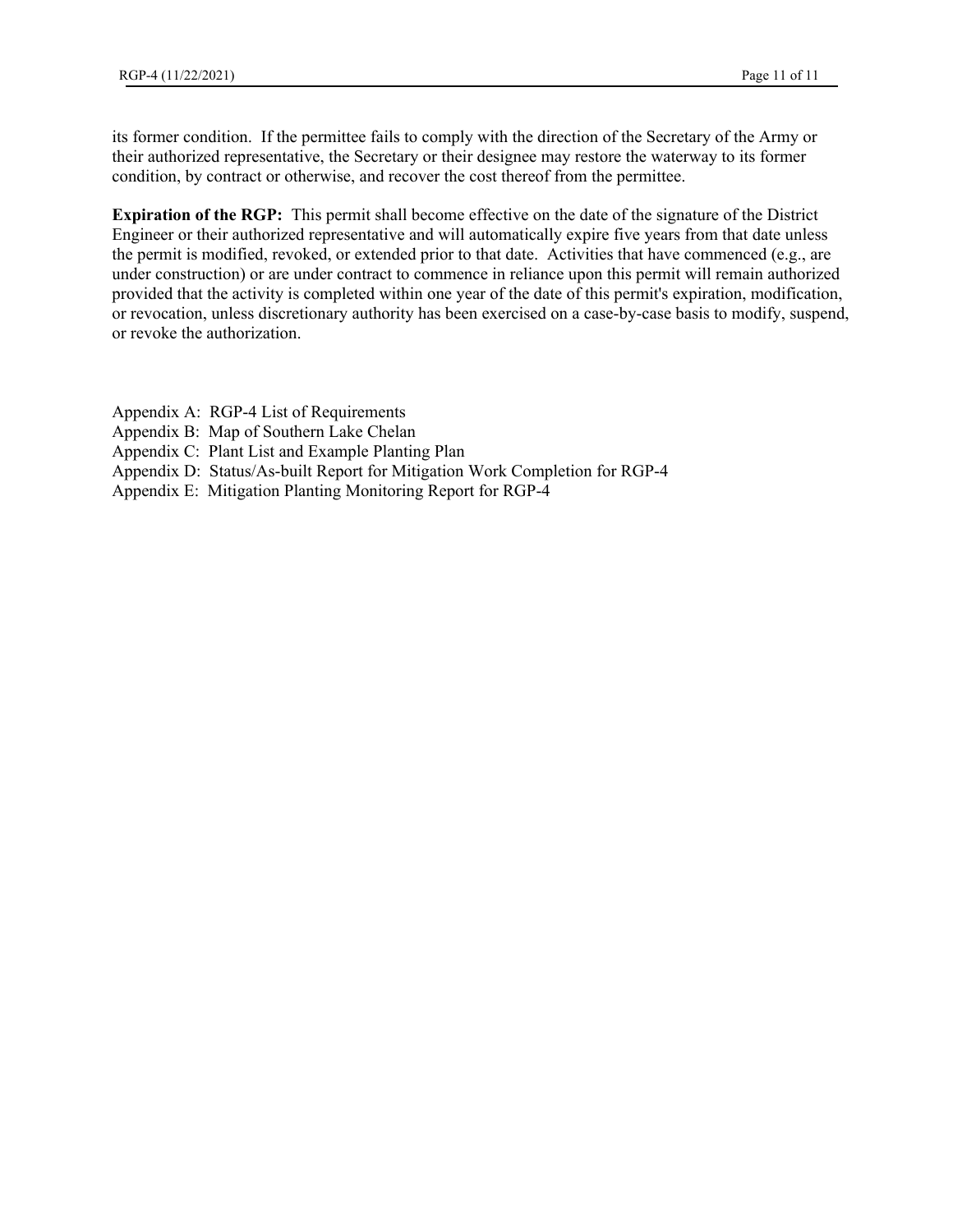its former condition. If the permittee fails to comply with the direction of the Secretary of the Army or their authorized representative, the Secretary or their designee may restore the waterway to its former condition, by contract or otherwise, and recover the cost thereof from the permittee.

**Expiration of the RGP:** This permit shall become effective on the date of the signature of the District Engineer or their authorized representative and will automatically expire five years from that date unless the permit is modified, revoked, or extended prior to that date. Activities that have commenced (e.g., are under construction) or are under contract to commence in reliance upon this permit will remain authorized provided that the activity is completed within one year of the date of this permit's expiration, modification, or revocation, unless discretionary authority has been exercised on a case-by-case basis to modify, suspend, or revoke the authorization.

Appendix A: RGP-4 List of Requirements
Appendix B: Map of Southern Lake Chelan
Appendix C: Plant List and Example Planting Plan
Appendix D: Status/As-built Report for Mitigation Work Completion for RGP-4
Appendix E: Mitigation Planting Monitoring Report for RGP-4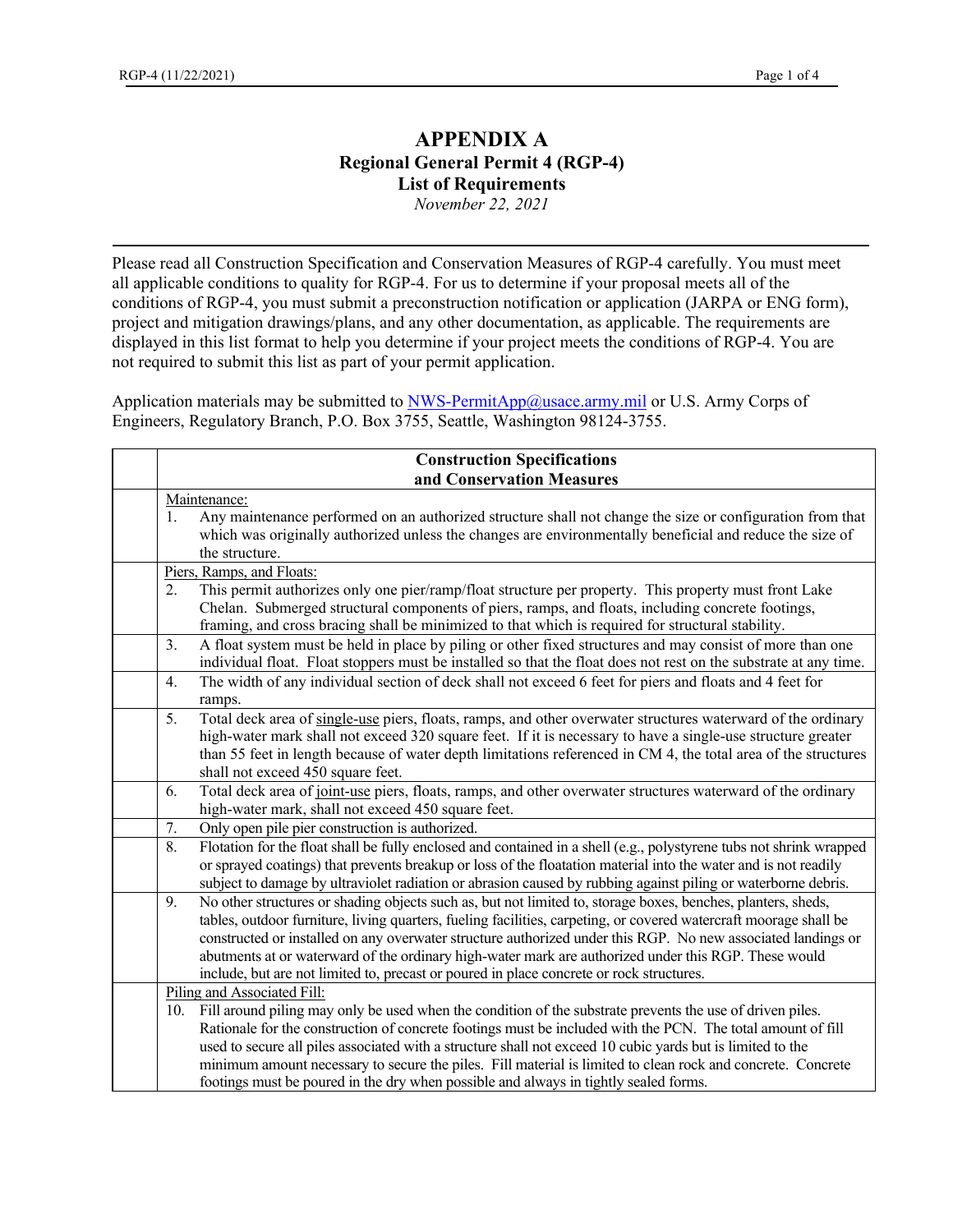# APPENDIX A

## Regional General Permit 4 (RGP-4)

## List of Requirements

*November 22, 2021*

---

Please read all Construction Specification and Conservation Measures of RGP-4 carefully. You must meet all applicable conditions to quality for RGP-4. For us to determine if your proposal meets all of the conditions of RGP-4, you must submit a preconstruction notification or application (JARPA or ENG form), project and mitigation drawings/plans, and any other documentation, as applicable. The requirements are displayed in this list format to help you determine if your project meets the conditions of RGP-4. You are not required to submit this list as part of your permit application.

Application materials may be submitted to NWS-PermitApp@usace.army.mil or U.S. Army Corps of Engineers, Regulatory Branch, P.O. Box 3755, Seattle, Washington 98124-3755.

| | **Construction Specifications and Conservation Measures** |
|---|---|
| | Maintenance:<br>1. Any maintenance performed on an authorized structure shall not change the size or configuration from that which was originally authorized unless the changes are environmentally beneficial and reduce the size of the structure. |
| | Piers, Ramps, and Floats:<br>2. This permit authorizes only one pier/ramp/float structure per property. This property must front Lake Chelan. Submerged structural components of piers, ramps, and floats, including concrete footings, framing, and cross bracing shall be minimized to that which is required for structural stability. |
| | 3. A float system must be held in place by piling or other fixed structures and may consist of more than one individual float. Float stoppers must be installed so that the float does not rest on the substrate at any time. |
| | 4. The width of any individual section of deck shall not exceed 6 feet for piers and floats and 4 feet for ramps. |
| | 5. Total deck area of single-use piers, floats, ramps, and other overwater structures waterward of the ordinary high-water mark shall not exceed 320 square feet. If it is necessary to have a single-use structure greater than 55 feet in length because of water depth limitations referenced in CM 4, the total area of the structures shall not exceed 450 square feet. |
| | 6. Total deck area of joint-use piers, floats, ramps, and other overwater structures waterward of the ordinary high-water mark, shall not exceed 450 square feet. |
| | 7. Only open pile pier construction is authorized. |
| | 8. Flotation for the float shall be fully enclosed and contained in a shell (e.g., polystyrene tubs not shrink wrapped or sprayed coatings) that prevents breakup or loss of the floatation material into the water and is not readily subject to damage by ultraviolet radiation or abrasion caused by rubbing against piling or waterborne debris. |
| | 9. No other structures or shading objects such as, but not limited to, storage boxes, benches, planters, sheds, tables, outdoor furniture, living quarters, fueling facilities, carpeting, or covered watercraft moorage shall be constructed or installed on any overwater structure authorized under this RGP. No new associated landings or abutments at or waterward of the ordinary high-water mark are authorized under this RGP. These would include, but are not limited to, precast or poured in place concrete or rock structures. |
| | Piling and Associated Fill:<br>10. Fill around piling may only be used when the condition of the substrate prevents the use of driven piles. Rationale for the construction of concrete footings must be included with the PCN. The total amount of fill used to secure all piles associated with a structure shall not exceed 10 cubic yards but is limited to the minimum amount necessary to secure the piles. Fill material is limited to clean rock and concrete. Concrete footings must be poured in the dry when possible and always in tightly sealed forms. |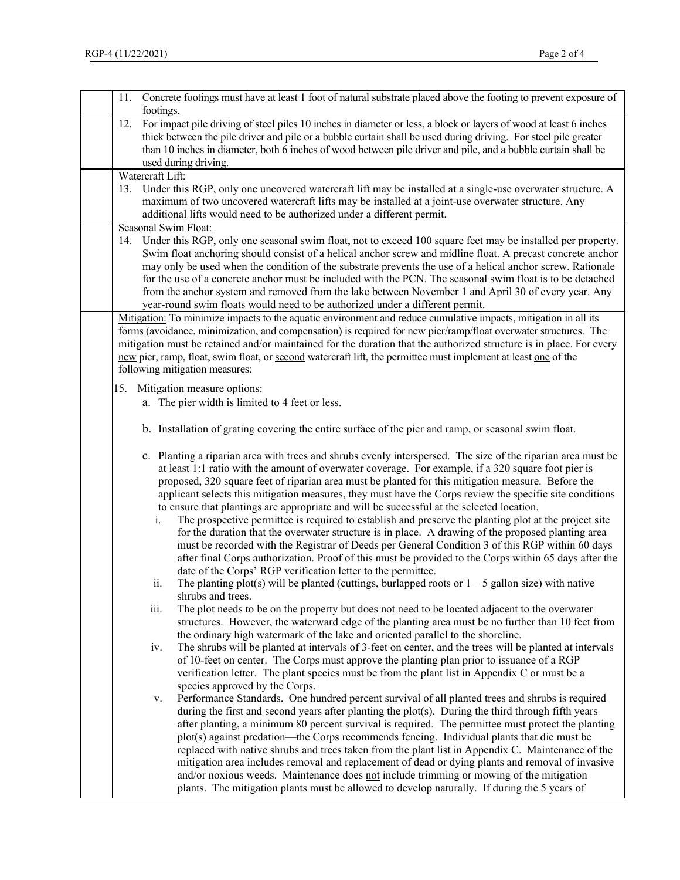11. Concrete footings must have at least 1 foot of natural substrate placed above the footing to prevent exposure of footings.

12. For impact pile driving of steel piles 10 inches in diameter or less, a block or layers of wood at least 6 inches thick between the pile driver and pile or a bubble curtain shall be used during driving. For steel pile greater than 10 inches in diameter, both 6 inches of wood between pile driver and pile, and a bubble curtain shall be used during driving.

Watercraft Lift:

13. Under this RGP, only one uncovered watercraft lift may be installed at a single-use overwater structure. A maximum of two uncovered watercraft lifts may be installed at a joint-use overwater structure. Any additional lifts would need to be authorized under a different permit.

Seasonal Swim Float:

14. Under this RGP, only one seasonal swim float, not to exceed 100 square feet may be installed per property. Swim float anchoring should consist of a helical anchor screw and midline float. A precast concrete anchor may only be used when the condition of the substrate prevents the use of a helical anchor screw. Rationale for the use of a concrete anchor must be included with the PCN. The seasonal swim float is to be detached from the anchor system and removed from the lake between November 1 and April 30 of every year. Any year-round swim floats would need to be authorized under a different permit.

Mitigation: To minimize impacts to the aquatic environment and reduce cumulative impacts, mitigation in all its forms (avoidance, minimization, and compensation) is required for new pier/ramp/float overwater structures. The mitigation must be retained and/or maintained for the duration that the authorized structure is in place. For every new pier, ramp, float, swim float, or second watercraft lift, the permittee must implement at least one of the following mitigation measures:

15. Mitigation measure options:
   a. The pier width is limited to 4 feet or less.

   b. Installation of grating covering the entire surface of the pier and ramp, or seasonal swim float.

   c. Planting a riparian area with trees and shrubs evenly interspersed. The size of the riparian area must be at least 1:1 ratio with the amount of overwater coverage. For example, if a 320 square foot pier is proposed, 320 square feet of riparian area must be planted for this mitigation measure. Before the applicant selects this mitigation measures, they must have the Corps review the specific site conditions to ensure that plantings are appropriate and will be successful at the selected location.
      i. The prospective permittee is required to establish and preserve the planting plot at the project site for the duration that the overwater structure is in place. A drawing of the proposed planting area must be recorded with the Registrar of Deeds per General Condition 3 of this RGP within 60 days after final Corps authorization. Proof of this must be provided to the Corps within 65 days after the date of the Corps' RGP verification letter to the permittee.
      ii. The planting plot(s) will be planted (cuttings, burlapped roots or 1 – 5 gallon size) with native shrubs and trees.
      iii. The plot needs to be on the property but does not need to be located adjacent to the overwater structures. However, the waterward edge of the planting area must be no further than 10 feet from the ordinary high watermark of the lake and oriented parallel to the shoreline.
      iv. The shrubs will be planted at intervals of 3-feet on center, and the trees will be planted at intervals of 10-feet on center. The Corps must approve the planting plan prior to issuance of a RGP verification letter. The plant species must be from the plant list in Appendix C or must be a species approved by the Corps.
      v. Performance Standards. One hundred percent survival of all planted trees and shrubs is required during the first and second years after planting the plot(s). During the third through fifth years after planting, a minimum 80 percent survival is required. The permittee must protect the planting plot(s) against predation—the Corps recommends fencing. Individual plants that die must be replaced with native shrubs and trees taken from the plant list in Appendix C. Maintenance of the mitigation area includes removal and replacement of dead or dying plants and removal of invasive and/or noxious weeds. Maintenance does not include trimming or mowing of the mitigation plants. The mitigation plants must be allowed to develop naturally. If during the 5 years of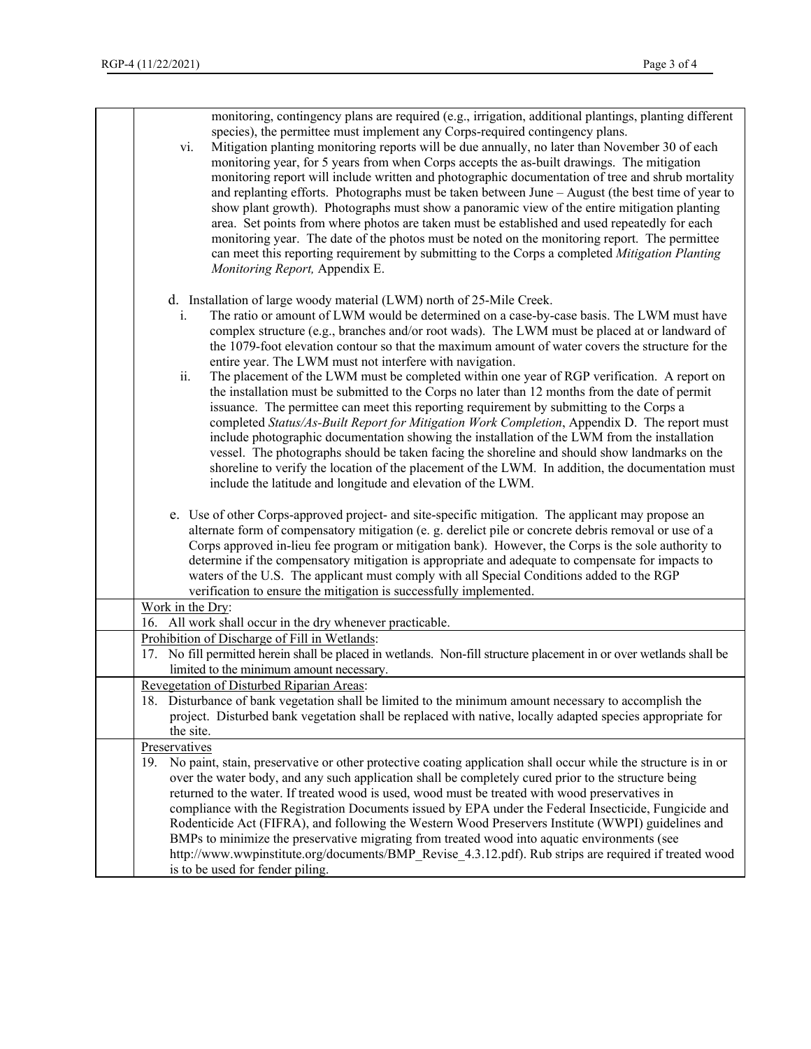| | |
|---|---|
| | monitoring, contingency plans are required (e.g., irrigation, additional plantings, planting different species), the permittee must implement any Corps-required contingency plans.<br>vi. Mitigation planting monitoring reports will be due annually, no later than November 30 of each monitoring year, for 5 years from when Corps accepts the as-built drawings. The mitigation monitoring report will include written and photographic documentation of tree and shrub mortality and replanting efforts. Photographs must be taken between June – August (the best time of year to show plant growth). Photographs must show a panoramic view of the entire mitigation planting area. Set points from where photos are taken must be established and used repeatedly for each monitoring year. The date of the photos must be noted on the monitoring report. The permittee can meet this reporting requirement by submitting to the Corps a completed *Mitigation Planting Monitoring Report,* Appendix E.<br><br>d. Installation of large woody material (LWM) north of 25-Mile Creek.<br>i. The ratio or amount of LWM would be determined on a case-by-case basis. The LWM must have complex structure (e.g., branches and/or root wads). The LWM must be placed at or landward of the 1079-foot elevation contour so that the maximum amount of water covers the structure for the entire year. The LWM must not interfere with navigation.<br>ii. The placement of the LWM must be completed within one year of RGP verification. A report on the installation must be submitted to the Corps no later than 12 months from the date of permit issuance. The permittee can meet this reporting requirement by submitting to the Corps a completed *Status/As-Built Report for Mitigation Work Completion*, Appendix D. The report must include photographic documentation showing the installation of the LWM from the installation vessel. The photographs should be taken facing the shoreline and should show landmarks on the shoreline to verify the location of the placement of the LWM. In addition, the documentation must include the latitude and longitude and elevation of the LWM.<br><br>e. Use of other Corps-approved project- and site-specific mitigation. The applicant may propose an alternate form of compensatory mitigation (e. g. derelict pile or concrete debris removal or use of a Corps approved in-lieu fee program or mitigation bank). However, the Corps is the sole authority to determine if the compensatory mitigation is appropriate and adequate to compensate for impacts to waters of the U.S. The applicant must comply with all Special Conditions added to the RGP verification to ensure the mitigation is successfully implemented. |
| | Work in the Dry:<br>16. All work shall occur in the dry whenever practicable. |
| | Prohibition of Discharge of Fill in Wetlands:<br>17. No fill permitted herein shall be placed in wetlands. Non-fill structure placement in or over wetlands shall be limited to the minimum amount necessary. |
| | Revegetation of Disturbed Riparian Areas:<br>18. Disturbance of bank vegetation shall be limited to the minimum amount necessary to accomplish the project. Disturbed bank vegetation shall be replaced with native, locally adapted species appropriate for the site. |
| | Preservatives<br>19. No paint, stain, preservative or other protective coating application shall occur while the structure is in or over the water body, and any such application shall be completely cured prior to the structure being returned to the water. If treated wood is used, wood must be treated with wood preservatives in compliance with the Registration Documents issued by EPA under the Federal Insecticide, Fungicide and Rodenticide Act (FIFRA), and following the Western Wood Preservers Institute (WWPI) guidelines and BMPs to minimize the preservative migrating from treated wood into aquatic environments (see http://www.wwpinstitute.org/documents/BMP_Revise_4.3.12.pdf). Rub strips are required if treated wood is to be used for fender piling. |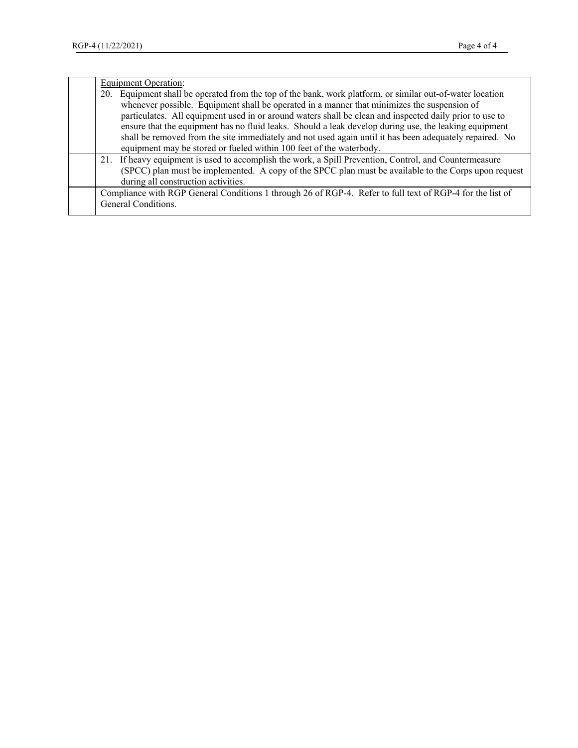| | |
|---|---|
| | <u>Equipment Operation</u>:<br>20. Equipment shall be operated from the top of the bank, work platform, or similar out-of-water location whenever possible. Equipment shall be operated in a manner that minimizes the suspension of particulates. All equipment used in or around waters shall be clean and inspected daily prior to use to ensure that the equipment has no fluid leaks. Should a leak develop during use, the leaking equipment shall be removed from the site immediately and not used again until it has been adequately repaired. No equipment may be stored or fueled within 100 feet of the waterbody. |
| | 21. If heavy equipment is used to accomplish the work, a Spill Prevention, Control, and Countermeasure (SPCC) plan must be implemented. A copy of the SPCC plan must be available to the Corps upon request during all construction activities. |
| | Compliance with RGP General Conditions 1 through 26 of RGP-4. Refer to full text of RGP-4 for the list of General Conditions. |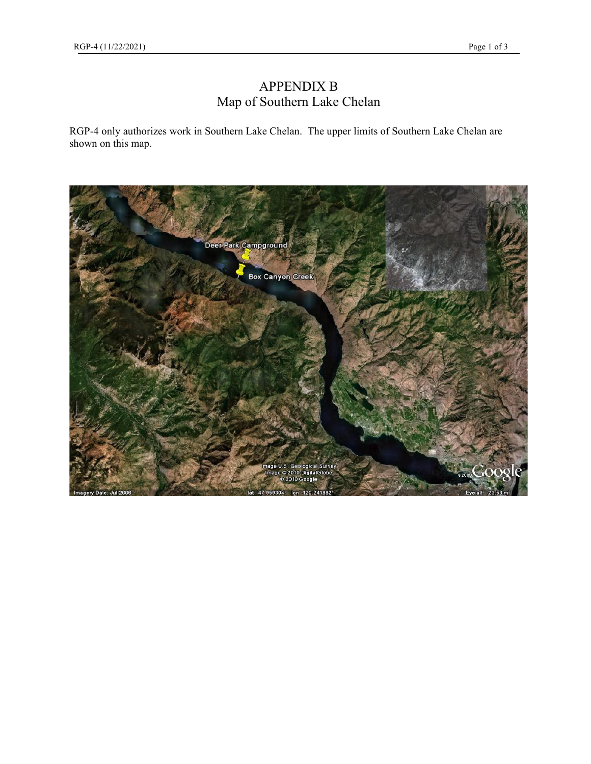# APPENDIX B
## Map of Southern Lake Chelan

RGP-4 only authorizes work in Southern Lake Chelan. The upper limits of Southern Lake Chelan are shown on this map.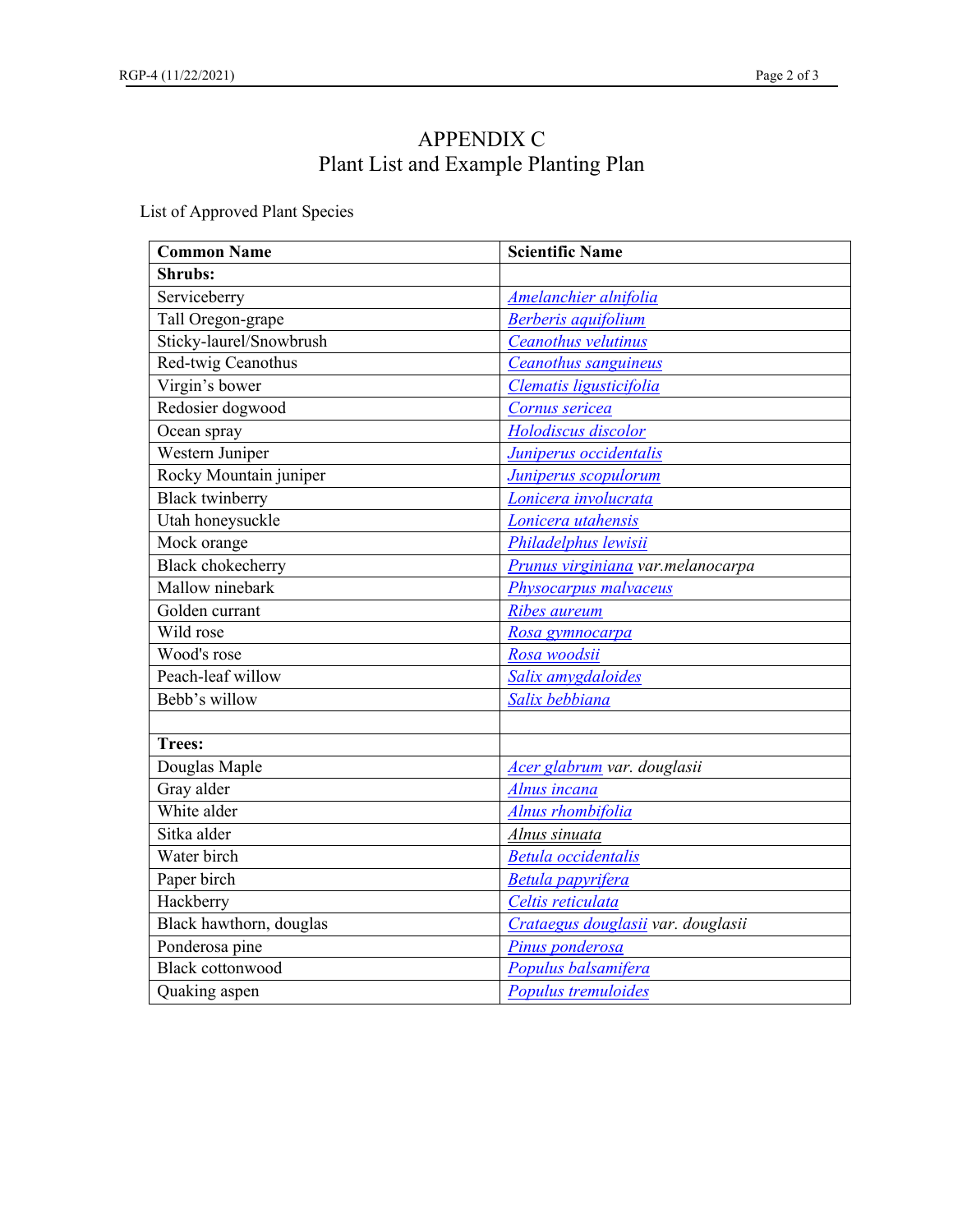# APPENDIX C
## Plant List and Example Planting Plan

List of Approved Plant Species

| Common Name | Scientific Name |
|---|---|
| **Shrubs:** | |
| Serviceberry | *Amelanchier alnifolia* |
| Tall Oregon-grape | *Berberis aquifolium* |
| Sticky-laurel/Snowbrush | *Ceanothus velutinus* |
| Red-twig Ceanothus | *Ceanothus sanguineus* |
| Virgin's bower | *Clematis ligusticifolia* |
| Redosier dogwood | *Cornus sericea* |
| Ocean spray | *Holodiscus discolor* |
| Western Juniper | *Juniperus occidentalis* |
| Rocky Mountain juniper | *Juniperus scopulorum* |
| Black twinberry | *Lonicera involucrata* |
| Utah honeysuckle | *Lonicera utahensis* |
| Mock orange | *Philadelphus lewisii* |
| Black chokecherry | *Prunus virginiana* var.*melanocarpa* |
| Mallow ninebark | *Physocarpus malvaceus* |
| Golden currant | *Ribes aureum* |
| Wild rose | *Rosa gymnocarpa* |
| Wood's rose | *Rosa woodsii* |
| Peach-leaf willow | *Salix amygdaloides* |
| Bebb's willow | *Salix bebbiana* |
| | |
| **Trees:** | |
| Douglas Maple | *Acer glabrum var. douglasii* |
| Gray alder | *Alnus incana* |
| White alder | *Alnus rhombifolia* |
| Sitka alder | *Alnus sinuata* |
| Water birch | *Betula occidentalis* |
| Paper birch | *Betula papyrifera* |
| Hackberry | *Celtis reticulata* |
| Black hawthorn, douglas | *Crataegus douglasii var. douglasii* |
| Ponderosa pine | *Pinus ponderosa* |
| Black cottonwood | *Populus balsamifera* |
| Quaking aspen | *Populus tremuloides* |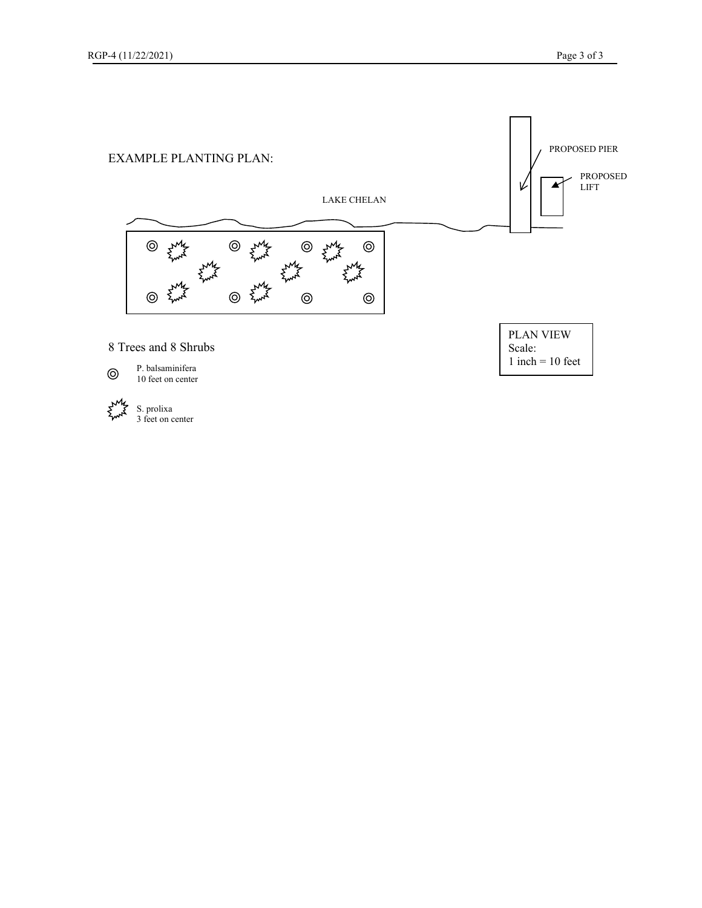EXAMPLE PLANTING PLAN:

LAKE CHELAN

PROPOSED PIER

PROPOSED LIFT

PLAN VIEW
Scale:
1 inch = 10 feet

8 Trees and 8 Shrubs

P. balsaminifera
10 feet on center

S. prolixa
3 feet on center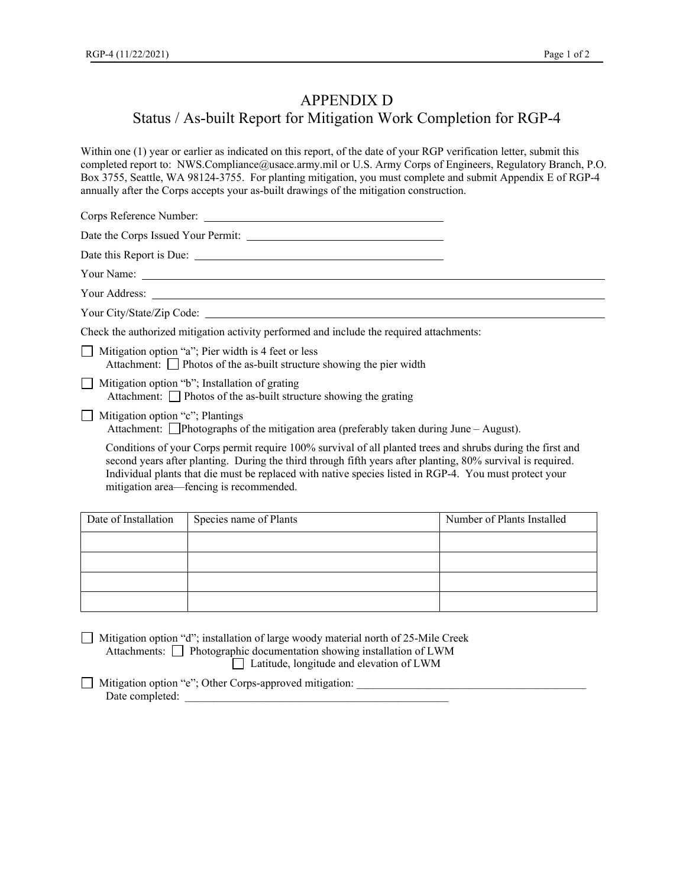# APPENDIX D
## Status / As-built Report for Mitigation Work Completion for RGP-4

Within one (1) year or earlier as indicated on this report, of the date of your RGP verification letter, submit this completed report to: NWS.Compliance@usace.army.mil or U.S. Army Corps of Engineers, Regulatory Branch, P.O. Box 3755, Seattle, WA 98124-3755. For planting mitigation, you must complete and submit Appendix E of RGP-4 annually after the Corps accepts your as-built drawings of the mitigation construction.

Corps Reference Number: ____________________________________________

Date the Corps Issued Your Permit: ____________________________________

Date this Report is Due: _____________________________________________

Your Name: ______________________________________________________________________________

Your Address: ____________________________________________________________________________

Your City/State/Zip Code: __________________________________________________________________

Check the authorized mitigation activity performed and include the required attachments:

☐ Mitigation option "a"; Pier width is 4 feet or less
  Attachment: ☐ Photos of the as-built structure showing the pier width

☐ Mitigation option "b"; Installation of grating
  Attachment: ☐ Photos of the as-built structure showing the grating

☐ Mitigation option "c"; Plantings
  Attachment: ☐ Photographs of the mitigation area (preferably taken during June – August).

Conditions of your Corps permit require 100% survival of all planted trees and shrubs during the first and second years after planting. During the third through fifth years after planting, 80% survival is required. Individual plants that die must be replaced with native species listed in RGP-4. You must protect your mitigation area—fencing is recommended.

| Date of Installation | Species name of Plants | Number of Plants Installed |
|---|---|---|
| | | |
| | | |
| | | |
| | | |

☐ Mitigation option "d"; installation of large woody material north of 25-Mile Creek
  Attachments: ☐ Photographic documentation showing installation of LWM
  ☐ Latitude, longitude and elevation of LWM

☐ Mitigation option "e"; Other Corps-approved mitigation: __________________________________________
  Date completed: ___________________________________________________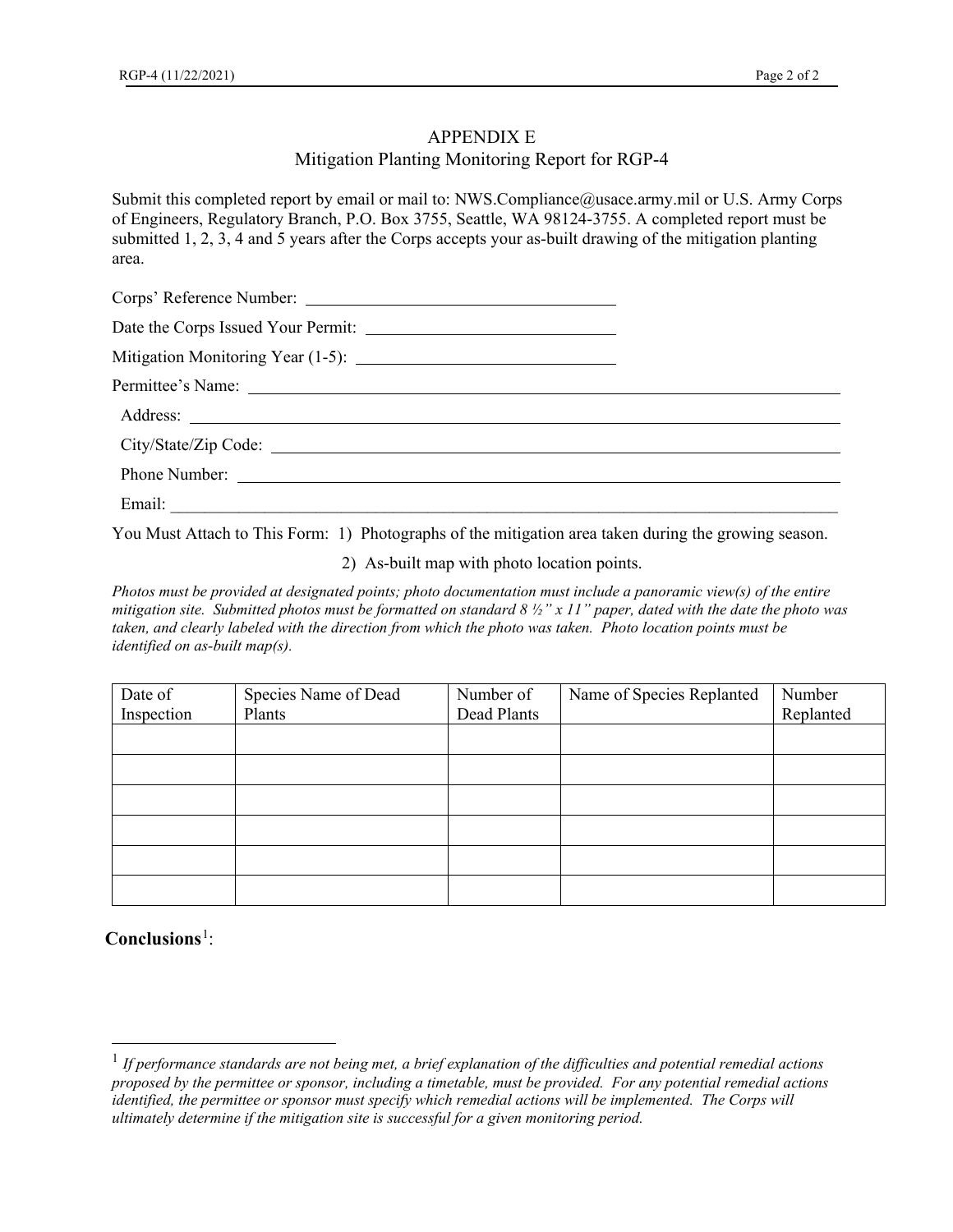# APPENDIX E

## Mitigation Planting Monitoring Report for RGP-4

Submit this completed report by email or mail to: NWS.Compliance@usace.army.mil or U.S. Army Corps of Engineers, Regulatory Branch, P.O. Box 3755, Seattle, WA 98124-3755. A completed report must be submitted 1, 2, 3, 4 and 5 years after the Corps accepts your as-built drawing of the mitigation planting area.

Corps' Reference Number: ______________________________

Date the Corps Issued Your Permit: ______________________________

Mitigation Monitoring Year (1-5): ______________________________

Permittee's Name: ______________________________

Address: ______________________________

City/State/Zip Code: ______________________________

Phone Number: ______________________________

Email: ______________________________

You Must Attach to This Form: 1) Photographs of the mitigation area taken during the growing season.

2) As-built map with photo location points.

*Photos must be provided at designated points; photo documentation must include a panoramic view(s) of the entire mitigation site. Submitted photos must be formatted on standard 8 ½" x 11" paper, dated with the date the photo was taken, and clearly labeled with the direction from which the photo was taken. Photo location points must be identified on as-built map(s).*

| Date of Inspection | Species Name of Dead Plants | Number of Dead Plants | Name of Species Replanted | Number Replanted |
|---|---|---|---|---|
| | | | | |
| | | | | |
| | | | | |
| | | | | |
| | | | | |
| | | | | |

**Conclusions**[1]:

[1] *If performance standards are not being met, a brief explanation of the difficulties and potential remedial actions proposed by the permittee or sponsor, including a timetable, must be provided. For any potential remedial actions identified, the permittee or sponsor must specify which remedial actions will be implemented. The Corps will ultimately determine if the mitigation site is successful for a given monitoring period.*